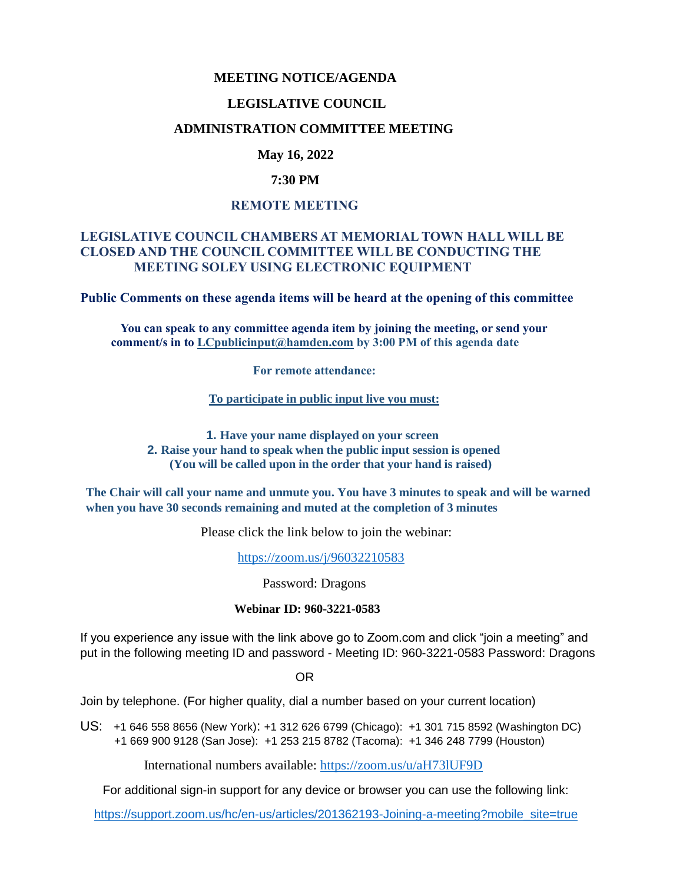# MEETING NOTICE/AGENDA

## LEGISLATIVE COUNCIL

## ADMINISTRATION COMMITTEE MEETING

**May 16, 2022**

**7:30 PM**

**REMOTE MEETING**

**LEGISLATIVE COUNCIL CHAMBERS AT MEMORIAL TOWN HALL WILL BE CLOSED AND THE COUNCIL COMMITTEE WILL BE CONDUCTING THE MEETING SOLEY USING ELECTRONIC EQUIPMENT**

**Public Comments on these agenda items will be heard at the opening of this committee**

**You can speak to any committee agenda item by joining the meeting, or send your comment/s in to [LCpublicinput@hamden.com](mailto:LCpublicinput@hamden.com) by 3:00 PM of this agenda date**

**For remote attendance:**

**To participate in public input live you must:**

1. **Have your name displayed on your screen**
2. **Raise your hand to speak when the public input session is opened (You will be called upon in the order that your hand is raised)**

**The Chair will call your name and unmute you. You have 3 minutes to speak and will be warned when you have 30 seconds remaining and muted at the completion of 3 minutes**

Please click the link below to join the webinar:

[https://zoom.us/j/96032210583](https://zoom.us/j/96032210583)

Password: Dragons

**Webinar ID: 960-3221-0583**

If you experience any issue with the link above go to Zoom.com and click "join a meeting" and put in the following meeting ID and password - Meeting ID: 960-3221-0583 Password: Dragons

OR

Join by telephone. (For higher quality, dial a number based on your current location)

US: +1 646 558 8656 (New York): +1 312 626 6799 (Chicago): +1 301 715 8592 (Washington DC) +1 669 900 9128 (San Jose): +1 253 215 8782 (Tacoma): +1 346 248 7799 (Houston)

International numbers available: [https://zoom.us/u/aH73lUF9D](https://zoom.us/u/aH73lUF9D)

For additional sign-in support for any device or browser you can use the following link:

[https://support.zoom.us/hc/en-us/articles/201362193-Joining-a-meeting?mobile_site=true](https://support.zoom.us/hc/en-us/articles/201362193-Joining-a-meeting?mobile_site=true)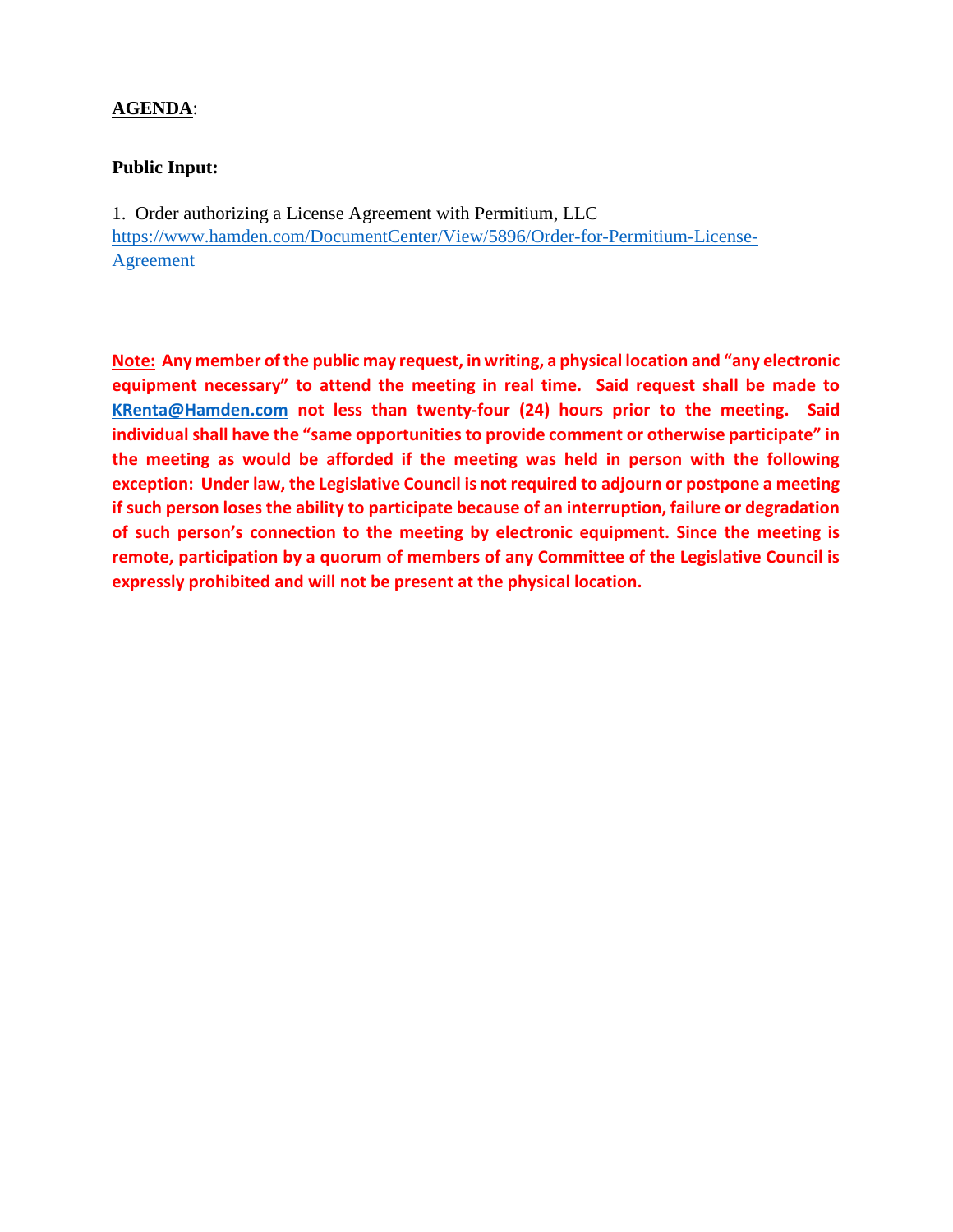**AGENDA**:

**Public Input:**

1. Order authorizing a License Agreement with Permitium, LLC
https://www.hamden.com/DocumentCenter/View/5896/Order-for-Permitium-License-Agreement

**Note: Any member of the public may request, in writing, a physical location and "any electronic equipment necessary" to attend the meeting in real time. Said request shall be made to KRenta@Hamden.com not less than twenty-four (24) hours prior to the meeting. Said individual shall have the "same opportunities to provide comment or otherwise participate" in the meeting as would be afforded if the meeting was held in person with the following exception: Under law, the Legislative Council is not required to adjourn or postpone a meeting if such person loses the ability to participate because of an interruption, failure or degradation of such person's connection to the meeting by electronic equipment. Since the meeting is remote, participation by a quorum of members of any Committee of the Legislative Council is expressly prohibited and will not be present at the physical location.**